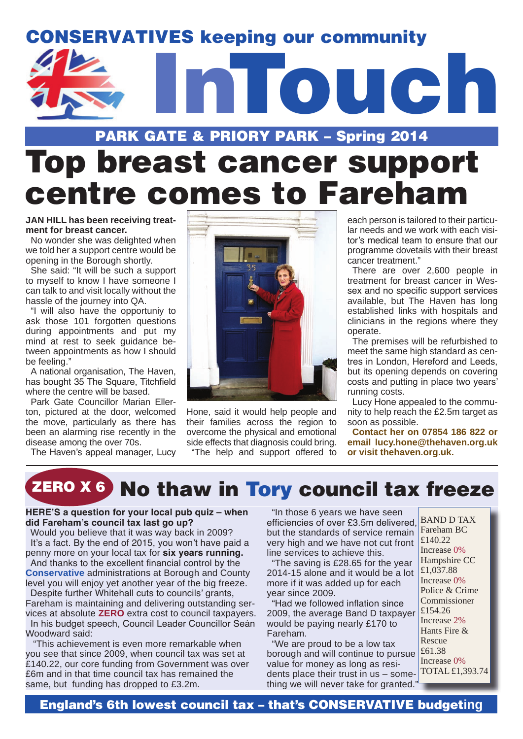# CONSERVATIVES keeping our community InTouch

## PARK GATE & PRIORY PARK – Spring 2014

# Top breast cancer support centre comes to Fareham

**JAN HILL has been receiving treatment for breast cancer.**

No wonder she was delighted when we told her a support centre would be opening in the Borough shortly.

She said: "It will be such a support to myself to know I have someone I can talk to and visit locally without the hassle of the journey into QA.

"I will also have the opportuniy to ask those 101 forgotten questions during appointments and put my mind at rest to seek guidance between appointments as how I should be feeling."

A national organisation, The Haven, has bought 35 The Square, Titchfield where the centre will be based.

Park Gate Councillor Marian Ellerton, pictured at the door, welcomed the move, particularly as there has been an alarming rise recently in the disease among the over 70s.

The Haven's appeal manager, Lucy Hone, said it would help people and their families across the region to overcome the physical and emotional side effects that diagnosis could bring.

"The help and support offered to each person is tailored to their particular needs and we work with each visitor's medical team to ensure that our programme dovetails with their breast cancer treatment."

There are over 2,600 people in treatment for breast cancer in Wessex and no specific support services available, but The Haven has long established links with hospitals and clinicians in the regions where they operate.

The premises will be refurbished to meet the same high standard as centres in London, Hereford and Leeds, but its opening depends on covering costs and putting in place two years' running costs.

Lucy Hone appealed to the community to help reach the £2.5m target as soon as possible.

**Contact her on 07854 186 822 or email lucy.hone@thehaven.org.uk or visit thehaven.org.uk.**

## ZERO X 6 No thaw in Tory council tax freeze

**HERE'S a question for your local pub quiz – when did Fareham's council tax last go up?**

Would you believe that it was way back in 2009?

It's a fact. By the end of 2015, you won't have paid a penny more on your local tax for **six years running.**

And thanks to the excellent financial control by the **Conservative** administrations at Borough and County level you will enjoy yet another year of the big freeze.

Despite further Whitehall cuts to councils' grants, Fareham is maintaining and delivering outstanding services at absolute **ZERO** extra cost to council taxpayers.

In his budget speech, Council Leader Councillor Seán Woodward said:

"This achievement is even more remarkable when you see that since 2009, when council tax was set at £140.22, our core funding from Government was over £6m and in that time council tax has remained the same, but funding has dropped to £3.2m.

"In those 6 years we have seen efficiencies of over £3.5m delivered, but the standards of service remain very high and we have not cut front line services to achieve this.

"The saving is £28.65 for the year 2014-15 alone and it would be a lot more if it was added up for each year since 2009.

"Had we followed inflation since 2009, the average Band D taxpayer would be paying nearly £170 to Fareham.

"We are proud to be a low tax borough and will continue to pursue value for money as long as residents place their trust in us – something we will never take for granted."

| BAND D TAX | |
|---|---|
| Fareham BC | £140.22 |
| Increase | 0% |
| Hampshire CC | £1,037.88 |
| Increase | 0% |
| Police & Crime Commissioner | £154.26 |
| Increase | 2% |
| Hants Fire & Rescue | £61.38 |
| Increase | 0% |
| TOTAL | £1,393.74 |

**England's 6th lowest council tax – that's CONSERVATIVE budgeting**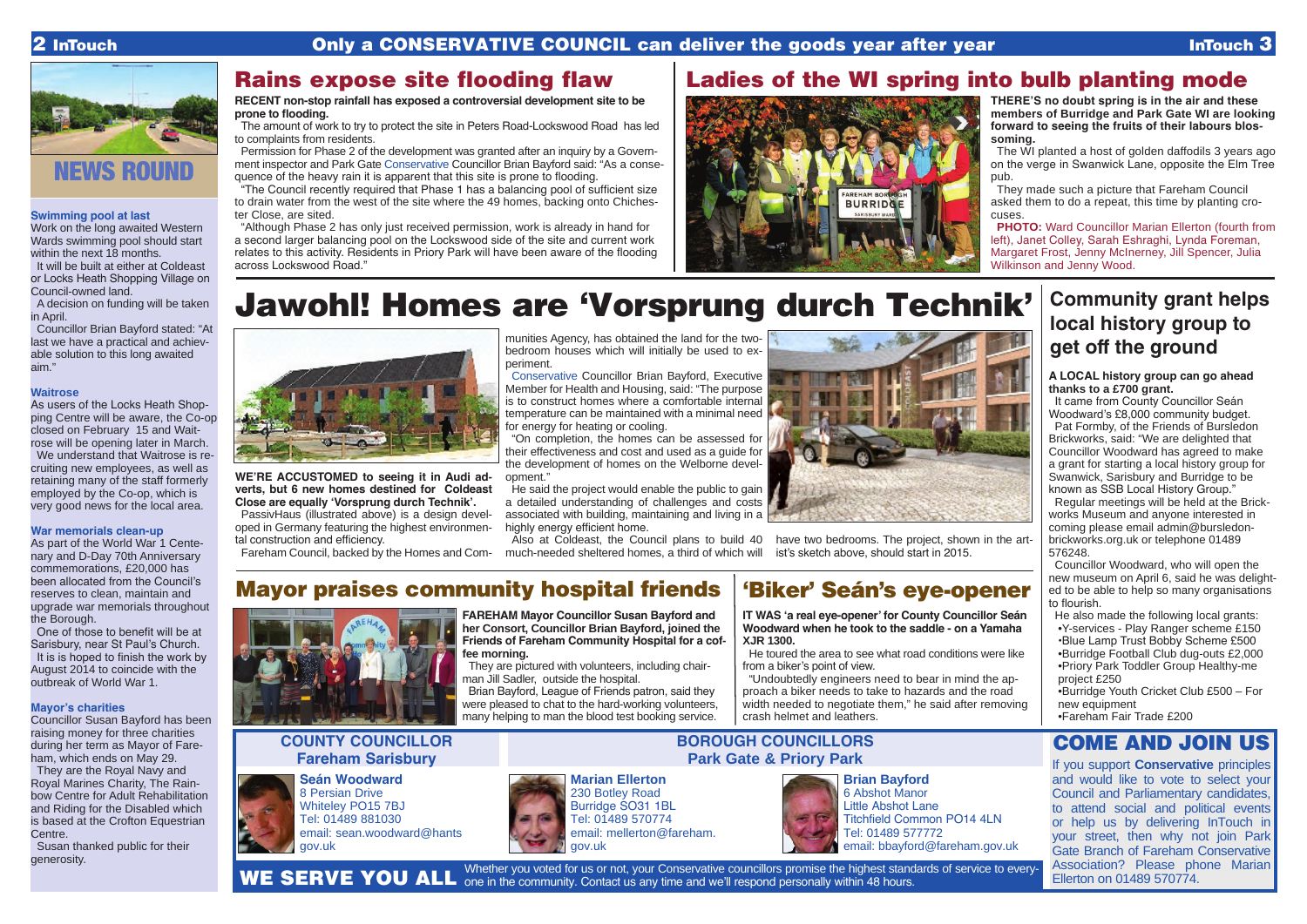## NEWS ROUND

### Swimming pool at last

Work on the long awaited Western Wards swimming pool should start within the next 18 months.

It will be built at either at Coldeast or Locks Heath Shopping Village on Council-owned land.

A decision on funding will be taken in April.

Councillor Brian Bayford stated: "At last we have a practical and achievable solution to this long awaited aim."

### Waitrose

As users of the Locks Heath Shopping Centre will be aware, the Co-op closed on February 15 and Waitrose will be opening later in March.

We understand that Waitrose is recruiting new employees, as well as retaining many of the staff formerly employed by the Co-op, which is very good news for the local area.

### War memorials clean-up

As part of the World War 1 Centenary and D-Day 70th Anniversary commemorations, £20,000 has been allocated from the Council's reserves to clean, maintain and upgrade war memorials throughout the Borough.

One of those to benefit will be at Sarisbury, near St Paul's Church.

It is hoped to finish the work by August 2014 to coincide with the outbreak of World War 1.

### Mayor's charities

Councillor Susan Bayford has been raising money for three charities during her term as Mayor of Fareham, which ends on May 29.

They are the Royal Navy and Royal Marines Charity, The Rainbow Centre for Adult Rehabilitation and Riding for the Disabled which is based at the Crofton Equestrian Centre.

Susan thanked public for their generosity.

## Rains expose site flooding flaw

**RECENT non-stop rainfall has exposed a controversial development site to be prone to flooding.**

The amount of work to try to protect the site in Peters Road-Lockswood Road has led to complaints from residents.

Permission for Phase 2 of the development was granted after an inquiry by a Government inspector and Park Gate Conservative Councillor Brian Bayford said: "As a consequence of the heavy rain it is apparent that this site is prone to flooding.

"The Council recently required that Phase 1 has a balancing pool of sufficient size to drain water from the west of the site where the 49 homes, backing onto Chichester Close, are sited.

"Although Phase 2 has only just received permission, work is already in hand for a second larger balancing pool on the Lockswood side of the site and current work relates to this activity. Residents in Priory Park will have been aware of the flooding across Lockswood Road."

## Ladies of the WI spring into bulb planting mode

**THERE'S no doubt spring is in the air and these members of Burridge and Park Gate WI are looking forward to seeing the fruits of their labours blossoming.**

The WI planted a host of golden daffodils 3 years ago on the verge in Swanwick Lane, opposite the Elm Tree pub.

They made such a picture that Fareham Council asked them to do a repeat, this time by planting crocuses.

**PHOTO:** Ward Councillor Marian Ellerton (fourth from left), Janet Colley, Sarah Eshraghi, Lynda Foreman, Margaret Frost, Jenny McInerney, Jill Spencer, Julia Wilkinson and Jenny Wood.

# Jawohl! Homes are 'Vorsprung durch Technik'

**WE'RE ACCUSTOMED to seeing it in Audi adverts, but 6 new homes destined for Coldeast Close are equally 'Vorsprung durch Technik'.**

PassivHaus (illustrated above) is a design developed in Germany featuring the highest environmental construction and efficiency.

Fareham Council, backed by the Homes and Communities Agency, has obtained the land for the two-bedroom houses which will initially be used to experiment.

Conservative Councillor Brian Bayford, Executive Member for Health and Housing, said: "The purpose is to construct homes where a comfortable internal temperature can be maintained with a minimal need for energy for heating or cooling.

"On completion, the homes can be assessed for their effectiveness and cost and used as a guide for the development of homes on the Welborne development."

He said the project would enable the public to gain a detailed understanding of challenges and costs associated with building, maintaining and living in a highly energy efficient home.

Also at Coldeast, the Council plans to build 40 much-needed sheltered homes, a third of which will have two bedrooms. The project, shown in the artist's sketch above, should start in 2015.

## Community grant helps local history group to get off the ground

**A LOCAL history group can go ahead thanks to a £700 grant.**

It came from County Councillor Seán Woodward's £8,000 community budget.

Pat Formby, of the Friends of Bursledon Brickworks, said: "We are delighted that Councillor Woodward has agreed to make a grant for starting a local history group for Swanwick, Sarisbury and Burridge to be known as SSB Local History Group."

Regular meetings will be held at the Brickworks Museum and anyone interested in coming please email admin@bursledonbrickworks.org.uk or telephone 01489 576248.

Councillor Woodward, who will open the new museum on April 6, said he was delighted to be able to help so many organisations to flourish.

He also made the following local grants:

- Y-services - Play Ranger scheme £150
- Blue Lamp Trust Bobby Scheme £500
- Burridge Football Club dug-outs £2,000
- Priory Park Toddler Group Healthy-me project £250
- Burridge Youth Cricket Club £500 – For new equipment
- Fareham Fair Trade £200

## Mayor praises community hospital friends

**FAREHAM Mayor Councillor Susan Bayford and her Consort, Councillor Brian Bayford, joined the Friends of Fareham Community Hospital for a coffee morning.**

They are pictured with volunteers, including chairman Jill Sadler, outside the hospital.

Brian Bayford, League of Friends patron, said they were pleased to chat to the hard-working volunteers, many helping to man the blood test booking service.

## 'Biker' Seán's eye-opener

**IT WAS 'a real eye-opener' for County Councillor Seán Woodward when he took to the saddle - on a Yamaha XJR 1300.**

He toured the area to see what road conditions were like from a biker's point of view.

"Undoubtedly engineers need to bear in mind the approach a biker needs to take to hazards and the road width needed to negotiate them," he said after removing crash helmet and leathers.

### COUNTY COUNCILLOR Fareham Sarisbury

**Seán Woodward**
8 Persian Drive
Whiteley PO15 7BJ
Tel: 01489 881030
email: sean.woodward@hants gov.uk

### BOROUGH COUNCILLORS Park Gate & Priory Park

**Marian Ellerton**
230 Botley Road
Burridge SO31 1BL
Tel: 01489 570774
email: mellerton@fareham.gov.uk

**Brian Bayford**
6 Abshot Manor
Little Abshot Lane
Titchfield Common PO14 4LN
Tel: 01489 577772
email: bbayford@fareham.gov.uk

## COME AND JOIN US

If you support **Conservative** principles and would like to vote to select your Council and Parliamentary candidates, to attend social and political events or help us by delivering InTouch in your street, then why not join Park Gate Branch of Fareham Conservative Association? Please phone Marian Ellerton on 01489 570774.

**WE SERVE YOU ALL** Whether you voted for us or not, your Conservative councillors promise the highest standards of service to everyone in the community. Contact us any time and we'll respond personally within 48 hours.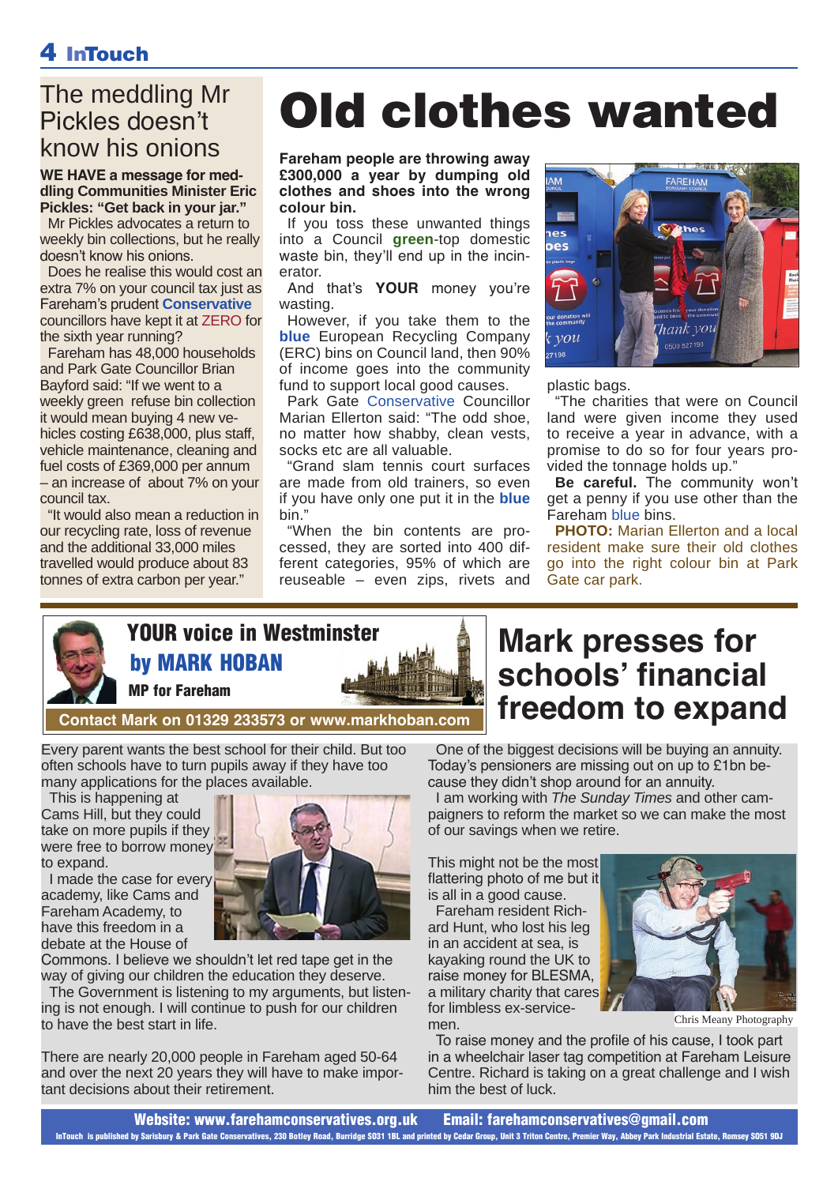## The meddling Mr Pickles doesn't know his onions

**WE HAVE a message for meddling Communities Minister Eric Pickles: "Get back in your jar."**

Mr Pickles advocates a return to weekly bin collections, but he really doesn't know his onions.

Does he realise this would cost an extra 7% on your council tax just as Fareham's prudent Conservative councillors have kept it at ZERO for the sixth year running?

Fareham has 48,000 households and Park Gate Councillor Brian Bayford said: "If we went to a weekly green refuse bin collection it would mean buying 4 new vehicles costing £638,000, plus staff, vehicle maintenance, cleaning and fuel costs of £369,000 per annum – an increase of about 7% on your council tax.

"It would also mean a reduction in our recycling rate, loss of revenue and the additional 33,000 miles travelled would produce about 83 tonnes of extra carbon per year."

# Old clothes wanted

**Fareham people are throwing away £300,000 a year by dumping old clothes and shoes into the wrong colour bin.**

If you toss these unwanted things into a Council **green**-top domestic waste bin, they'll end up in the incinerator.

And that's **YOUR** money you're wasting.

However, if you take them to the **blue** European Recycling Company (ERC) bins on Council land, then 90% of income goes into the community fund to support local good causes.

Park Gate Conservative Councillor Marian Ellerton said: "The odd shoe, no matter how shabby, clean vests, socks etc are all valuable.

"Grand slam tennis court surfaces are made from old trainers, so even if you have only one put it in the **blue** bin."

"When the bin contents are processed, they are sorted into 400 different categories, 95% of which are reuseable – even zips, rivets and plastic bags.

"The charities that were on Council land were given income they used to receive a year in advance, with a promise to do so for four years provided the tonnage holds up."

**Be careful.** The community won't get a penny if you use other than the Fareham blue bins.

**PHOTO:** Marian Ellerton and a local resident make sure their old clothes go into the right colour bin at Park Gate car park.

## YOUR voice in Westminster by MARK HOBAN

**MP for Fareham**

**Contact Mark on 01329 233573 or www.markhoban.com**

## Mark presses for schools' financial freedom to expand

Every parent wants the best school for their child. But too often schools have to turn pupils away if they have too many applications for the places available.

This is happening at Cams Hill, but they could take on more pupils if they were free to borrow money to expand.

I made the case for every academy, like Cams and Fareham Academy, to have this freedom in a debate at the House of Commons. I believe we shouldn't let red tape get in the way of giving our children the education they deserve.

The Government is listening to my arguments, but listening is not enough. I will continue to push for our children to have the best start in life.

There are nearly 20,000 people in Fareham aged 50-64 and over the next 20 years they will have to make important decisions about their retirement.

One of the biggest decisions will be buying an annuity. Today's pensioners are missing out on up to £1bn because they didn't shop around for an annuity.

I am working with *The Sunday Times* and other campaigners to reform the market so we can make the most of our savings when we retire.

This might not be the most flattering photo of me but it is all in a good cause.

Fareham resident Richard Hunt, who lost his leg in an accident at sea, is kayaking round the UK to raise money for BLESMA, a military charity that cares for limbless ex-servicemen.

Chris Meany Photography

To raise money and the profile of his cause, I took part in a wheelchair laser tag competition at Fareham Leisure Centre. Richard is taking on a great challenge and I wish him the best of luck.

**Website: www.farehamconservatives.org.uk Email: farehamconservatives@gmail.com**

InTouch is published by Sarisbury & Park Gate Conservatives, 230 Botley Road, Burridge SO31 1BL and printed by Cedar Group, Unit 3 Triton Centre, Premier Way, Abbey Park Industrial Estate, Romsey SO51 9DJ